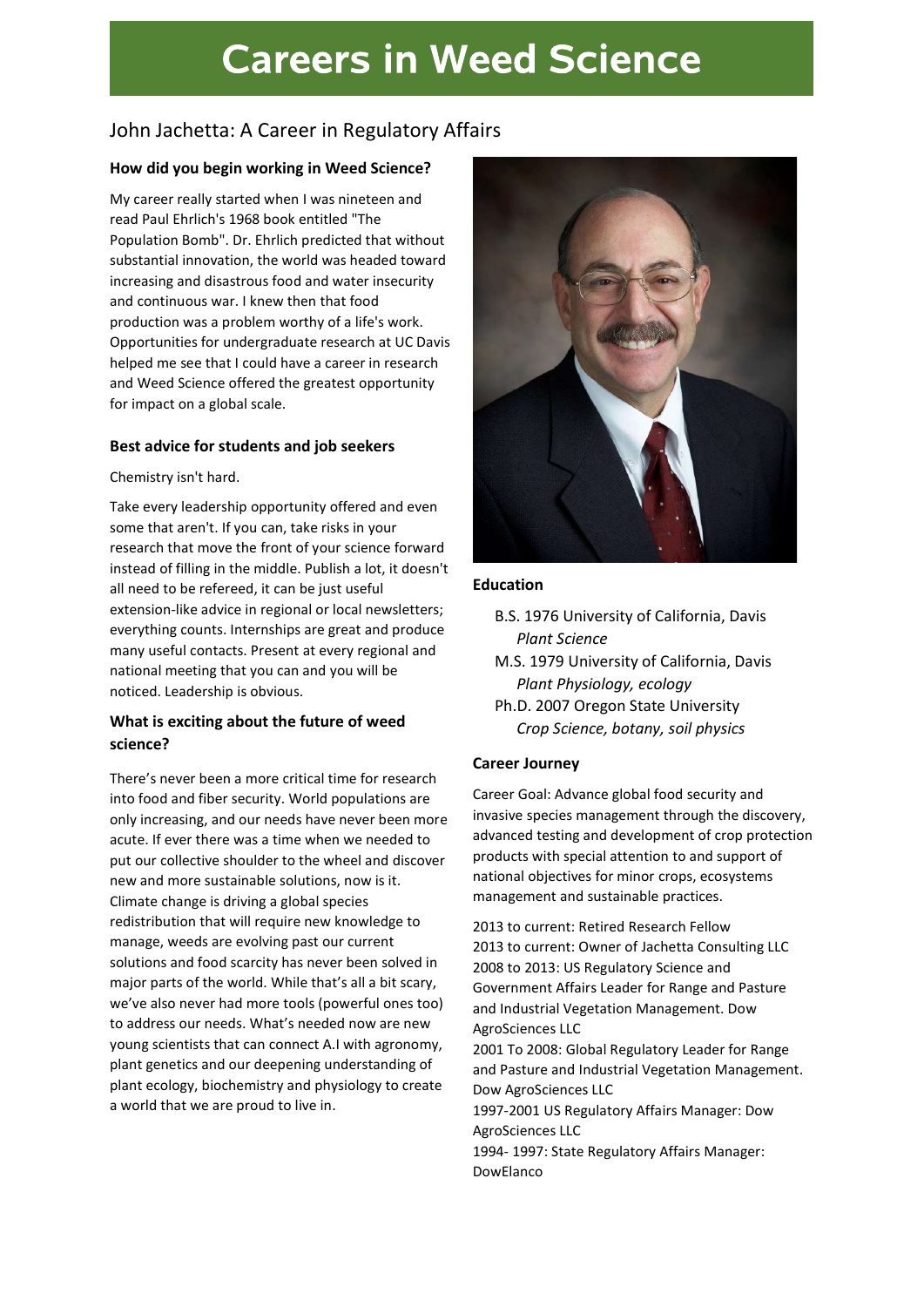# Careers in Weed Science

## John Jachetta: A Career in Regulatory Affairs

### How did you begin working in Weed Science?

My career really started when I was nineteen and read Paul Ehrlich's 1968 book entitled "The Population Bomb". Dr. Ehrlich predicted that without substantial innovation, the world was headed toward increasing and disastrous food and water insecurity and continuous war. I knew then that food production was a problem worthy of a life's work. Opportunities for undergraduate research at UC Davis helped me see that I could have a career in research and Weed Science offered the greatest opportunity for impact on a global scale.

### Best advice for students and job seekers

Chemistry isn't hard.

Take every leadership opportunity offered and even some that aren't. If you can, take risks in your research that move the front of your science forward instead of filling in the middle. Publish a lot, it doesn't all need to be refereed, it can be just useful extension-like advice in regional or local newsletters; everything counts. Internships are great and produce many useful contacts. Present at every regional and national meeting that you can and you will be noticed. Leadership is obvious.

### What is exciting about the future of weed science?

There's never been a more critical time for research into food and fiber security. World populations are only increasing, and our needs have never been more acute. If ever there was a time when we needed to put our collective shoulder to the wheel and discover new and more sustainable solutions, now is it. Climate change is driving a global species redistribution that will require new knowledge to manage, weeds are evolving past our current solutions and food scarcity has never been solved in major parts of the world. While that's all a bit scary, we've also never had more tools (powerful ones too) to address our needs. What's needed now are new young scientists that can connect A.I with agronomy, plant genetics and our deepening understanding of plant ecology, biochemistry and physiology to create a world that we are proud to live in.

### Education

- B.S. 1976 University of California, Davis
  *Plant Science*
- M.S. 1979 University of California, Davis
  *Plant Physiology, ecology*
- Ph.D. 2007 Oregon State University
  *Crop Science, botany, soil physics*

### Career Journey

Career Goal: Advance global food security and invasive species management through the discovery, advanced testing and development of crop protection products with special attention to and support of national objectives for minor crops, ecosystems management and sustainable practices.

2013 to current: Retired Research Fellow
2013 to current: Owner of Jachetta Consulting LLC
2008 to 2013: US Regulatory Science and Government Affairs Leader for Range and Pasture and Industrial Vegetation Management. Dow AgroSciences LLC
2001 To 2008: Global Regulatory Leader for Range and Pasture and Industrial Vegetation Management. Dow AgroSciences LLC
1997-2001 US Regulatory Affairs Manager: Dow AgroSciences LLC
1994- 1997: State Regulatory Affairs Manager: DowElanco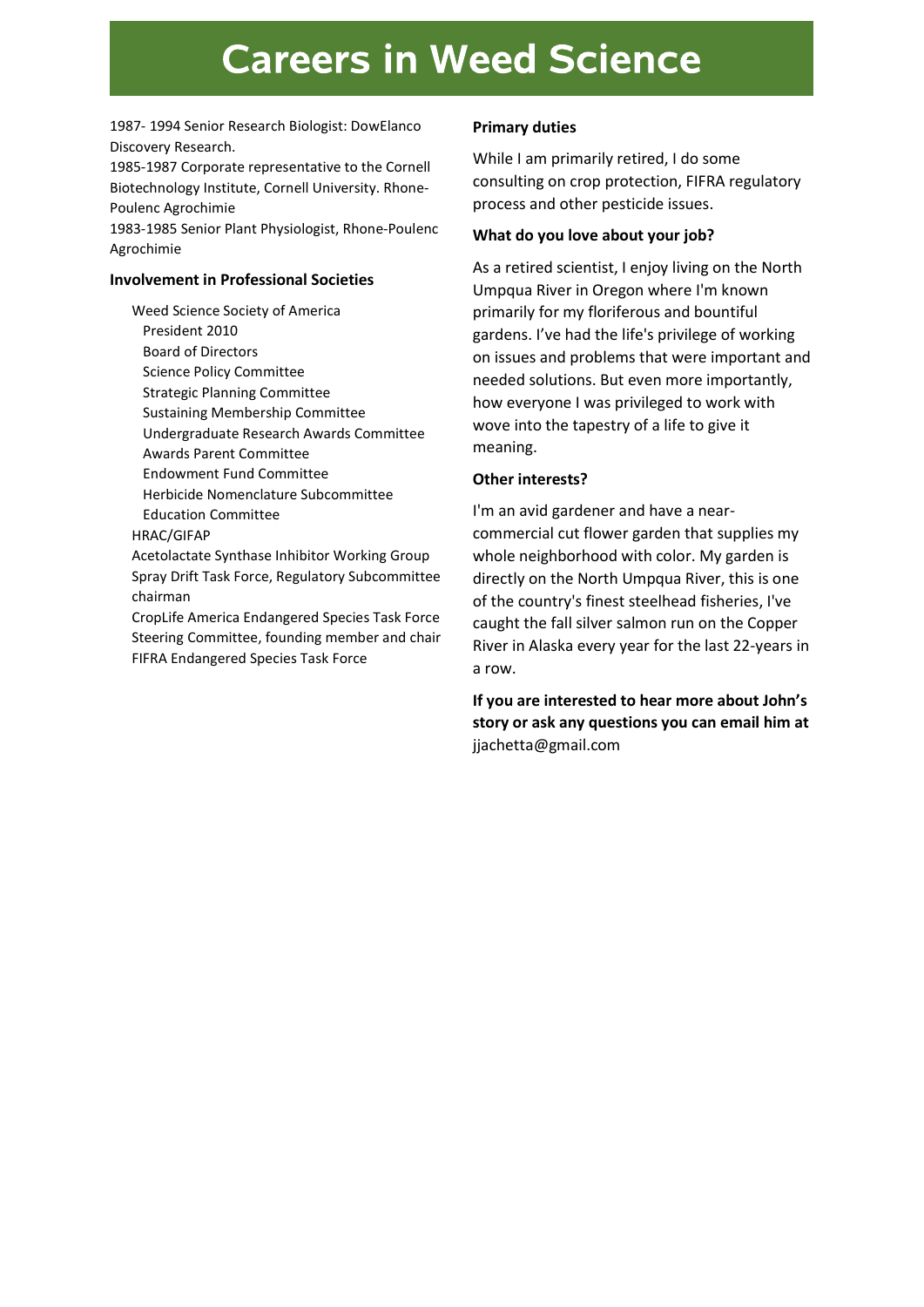# Careers in Weed Science

1987- 1994 Senior Research Biologist: DowElanco Discovery Research.
1985-1987 Corporate representative to the Cornell Biotechnology Institute, Cornell University. Rhone-Poulenc Agrochimie
1983-1985 Senior Plant Physiologist, Rhone-Poulenc Agrochimie

**Involvement in Professional Societies**

- Weed Science Society of America
  - President 2010
  - Board of Directors
  - Science Policy Committee
  - Strategic Planning Committee
  - Sustaining Membership Committee
  - Undergraduate Research Awards Committee
  - Awards Parent Committee
  - Endowment Fund Committee
  - Herbicide Nomenclature Subcommittee
  - Education Committee
- HRAC/GIFAP
- Acetolactate Synthase Inhibitor Working Group
- Spray Drift Task Force, Regulatory Subcommittee chairman
- CropLife America Endangered Species Task Force Steering Committee, founding member and chair
- FIFRA Endangered Species Task Force

**Primary duties**

While I am primarily retired, I do some consulting on crop protection, FIFRA regulatory process and other pesticide issues.

**What do you love about your job?**

As a retired scientist, I enjoy living on the North Umpqua River in Oregon where I'm known primarily for my floriferous and bountiful gardens. I've had the life's privilege of working on issues and problems that were important and needed solutions. But even more importantly, how everyone I was privileged to work with wove into the tapestry of a life to give it meaning.

**Other interests?**

I'm an avid gardener and have a near-commercial cut flower garden that supplies my whole neighborhood with color. My garden is directly on the North Umpqua River, this is one of the country's finest steelhead fisheries, I've caught the fall silver salmon run on the Copper River in Alaska every year for the last 22-years in a row.

**If you are interested to hear more about John's story or ask any questions you can email him at** jjachetta@gmail.com